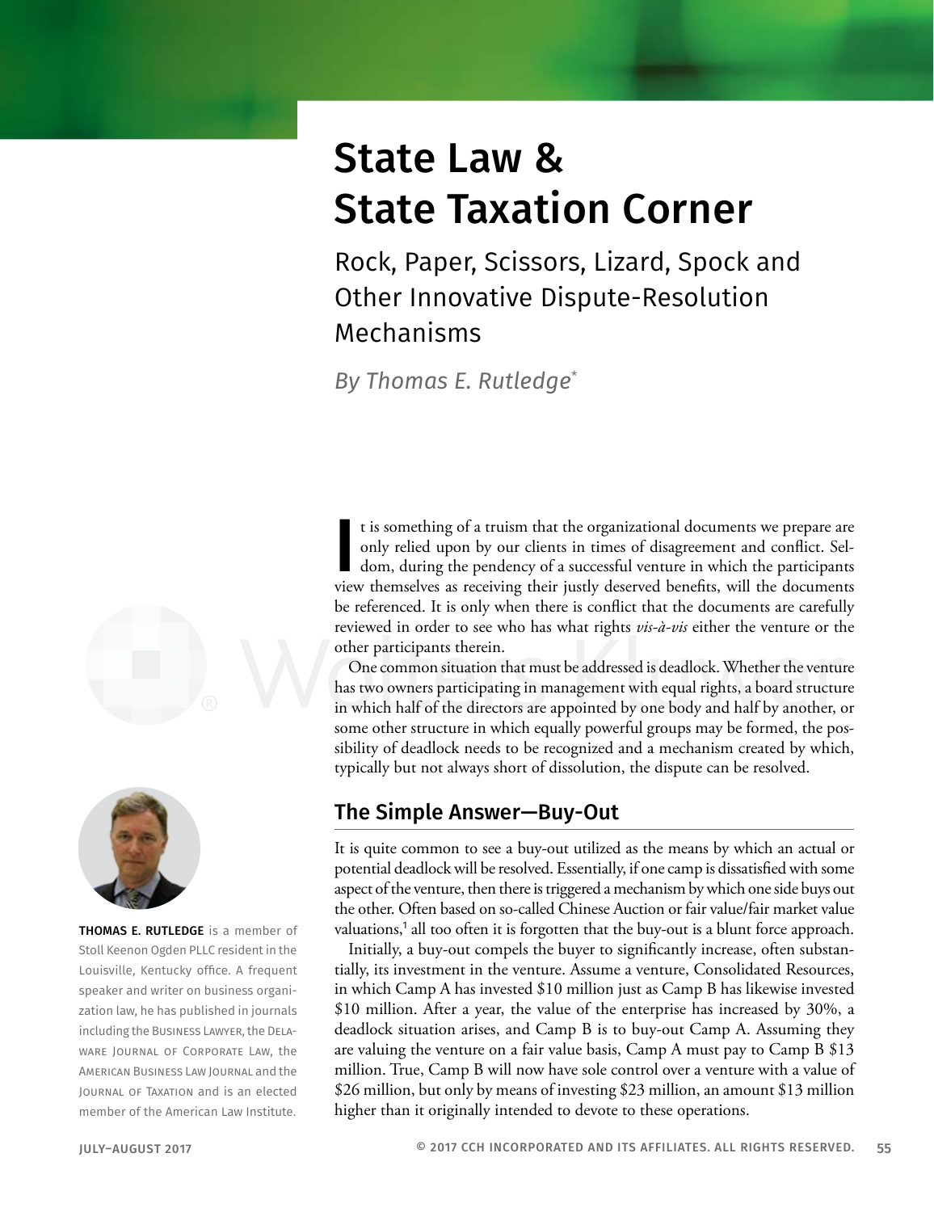# State Law & State Taxation Corner

## Rock, Paper, Scissors, Lizard, Spock and Other Innovative Dispute-Resolution Mechanisms

*By Thomas E. Rutledge*[*]

**THOMAS E. RUTLEDGE** is a member of Stoll Keenon Ogden PLLC resident in the Louisville, Kentucky office. A frequent speaker and writer on business organization law, he has published in journals including the BUSINESS LAWYER, the DELAWARE JOURNAL OF CORPORATE LAW, the AMERICAN BUSINESS LAW JOURNAL and the JOURNAL OF TAXATION and is an elected member of the American Law Institute.

It is something of a truism that the organizational documents we prepare are only relied upon by our clients in times of disagreement and conflict. Seldom, during the pendency of a successful venture in which the participants view themselves as receiving their justly deserved benefits, will the documents be referenced. It is only when there is conflict that the documents are carefully reviewed in order to see who has what rights *vis-à-vis* either the venture or the other participants therein.

One common situation that must be addressed is deadlock. Whether the venture has two owners participating in management with equal rights, a board structure in which half of the directors are appointed by one body and half by another, or some other structure in which equally powerful groups may be formed, the possibility of deadlock needs to be recognized and a mechanism created by which, typically but not always short of dissolution, the dispute can be resolved.

## The Simple Answer—Buy-Out

It is quite common to see a buy-out utilized as the means by which an actual or potential deadlock will be resolved. Essentially, if one camp is dissatisfied with some aspect of the venture, then there is triggered a mechanism by which one side buys out the other. Often based on so-called Chinese Auction or fair value/fair market value valuations,[1] all too often it is forgotten that the buy-out is a blunt force approach.

Initially, a buy-out compels the buyer to significantly increase, often substantially, its investment in the venture. Assume a venture, Consolidated Resources, in which Camp A has invested $10 million just as Camp B has likewise invested $10 million. After a year, the value of the enterprise has increased by 30%, a deadlock situation arises, and Camp B is to buy-out Camp A. Assuming they are valuing the venture on a fair value basis, Camp A must pay to Camp B $13 million. True, Camp B will now have sole control over a venture with a value of $26 million, but only by means of investing $23 million, an amount $13 million higher than it originally intended to devote to these operations.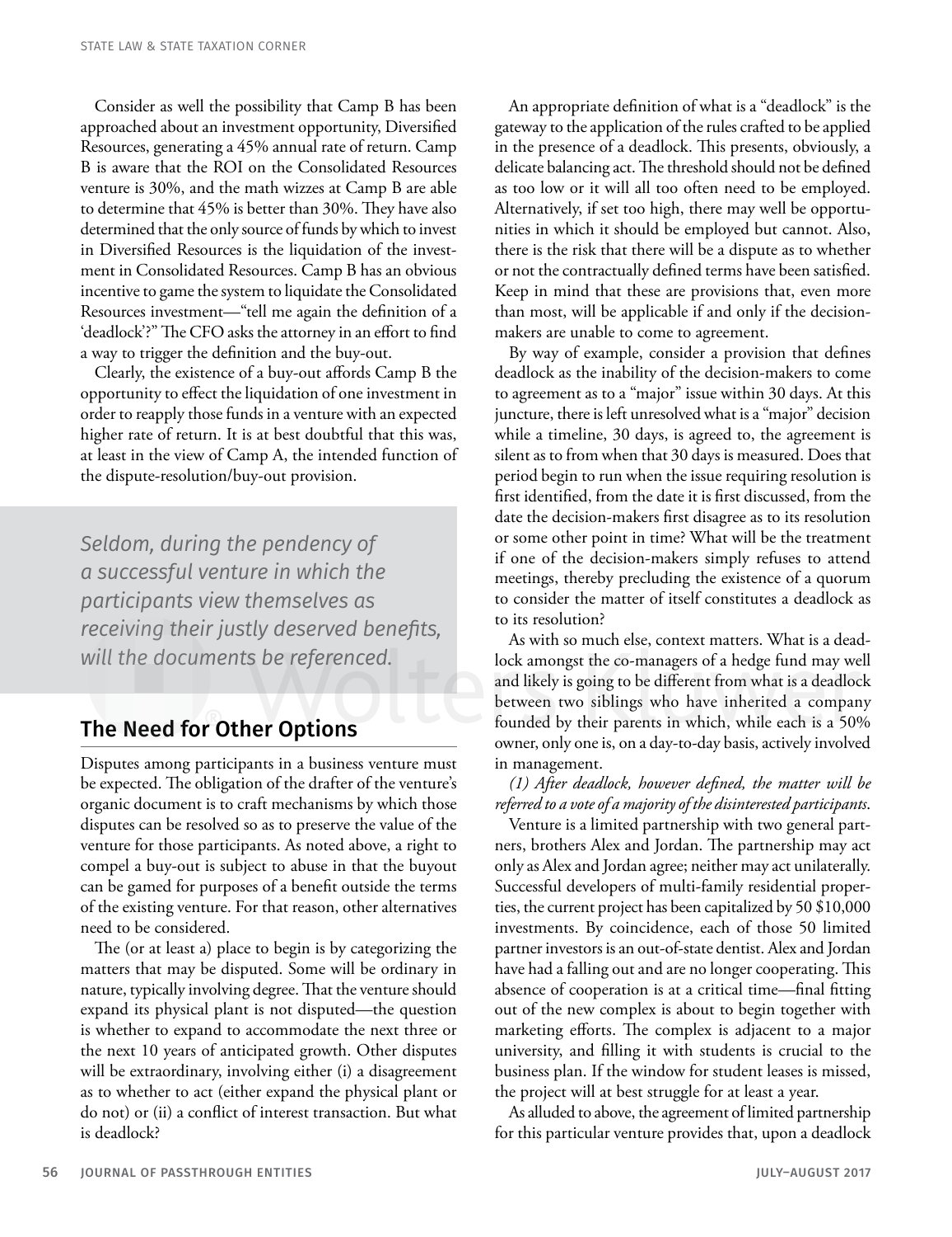Consider as well the possibility that Camp B has been approached about an investment opportunity, Diversified Resources, generating a 45% annual rate of return. Camp B is aware that the ROI on the Consolidated Resources venture is 30%, and the math wizzes at Camp B are able to determine that 45% is better than 30%. They have also determined that the only source of funds by which to invest in Diversified Resources is the liquidation of the investment in Consolidated Resources. Camp B has an obvious incentive to game the system to liquidate the Consolidated Resources investment—"tell me again the definition of a 'deadlock'?" The CFO asks the attorney in an effort to find a way to trigger the definition and the buy-out.

Clearly, the existence of a buy-out affords Camp B the opportunity to effect the liquidation of one investment in order to reapply those funds in a venture with an expected higher rate of return. It is at best doubtful that this was, at least in the view of Camp A, the intended function of the dispute-resolution/buy-out provision.

*Seldom, during the pendency of a successful venture in which the participants view themselves as receiving their justly deserved benefits, will the documents be referenced.*

## The Need for Other Options

Disputes among participants in a business venture must be expected. The obligation of the drafter of the venture's organic document is to craft mechanisms by which those disputes can be resolved so as to preserve the value of the venture for those participants. As noted above, a right to compel a buy-out is subject to abuse in that the buyout can be gamed for purposes of a benefit outside the terms of the existing venture. For that reason, other alternatives need to be considered.

The (or at least a) place to begin is by categorizing the matters that may be disputed. Some will be ordinary in nature, typically involving degree. That the venture should expand its physical plant is not disputed—the question is whether to expand to accommodate the next three or the next 10 years of anticipated growth. Other disputes will be extraordinary, involving either (i) a disagreement as to whether to act (either expand the physical plant or do not) or (ii) a conflict of interest transaction. But what is deadlock?

An appropriate definition of what is a "deadlock" is the gateway to the application of the rules crafted to be applied in the presence of a deadlock. This presents, obviously, a delicate balancing act. The threshold should not be defined as too low or it will all too often need to be employed. Alternatively, if set too high, there may well be opportunities in which it should be employed but cannot. Also, there is the risk that there will be a dispute as to whether or not the contractually defined terms have been satisfied. Keep in mind that these are provisions that, even more than most, will be applicable if and only if the decision-makers are unable to come to agreement.

By way of example, consider a provision that defines deadlock as the inability of the decision-makers to come to agreement as to a "major" issue within 30 days. At this juncture, there is left unresolved what is a "major" decision while a timeline, 30 days, is agreed to, the agreement is silent as to from when that 30 days is measured. Does that period begin to run when the issue requiring resolution is first identified, from the date it is first discussed, from the date the decision-makers first disagree as to its resolution or some other point in time? What will be the treatment if one of the decision-makers simply refuses to attend meetings, thereby precluding the existence of a quorum to consider the matter of itself constitutes a deadlock as to its resolution?

As with so much else, context matters. What is a deadlock amongst the co-managers of a hedge fund may well and likely is going to be different from what is a deadlock between two siblings who have inherited a company founded by their parents in which, while each is a 50% owner, only one is, on a day-to-day basis, actively involved in management.

*(1) After deadlock, however defined, the matter will be referred to a vote of a majority of the disinterested participants.*

Venture is a limited partnership with two general partners, brothers Alex and Jordan. The partnership may act only as Alex and Jordan agree; neither may act unilaterally. Successful developers of multi-family residential properties, the current project has been capitalized by 50 $10,000 investments. By coincidence, each of those 50 limited partner investors is an out-of-state dentist. Alex and Jordan have had a falling out and are no longer cooperating. This absence of cooperation is at a critical time—final fitting out of the new complex is about to begin together with marketing efforts. The complex is adjacent to a major university, and filling it with students is crucial to the business plan. If the window for student leases is missed, the project will at best struggle for at least a year.

As alluded to above, the agreement of limited partnership for this particular venture provides that, upon a deadlock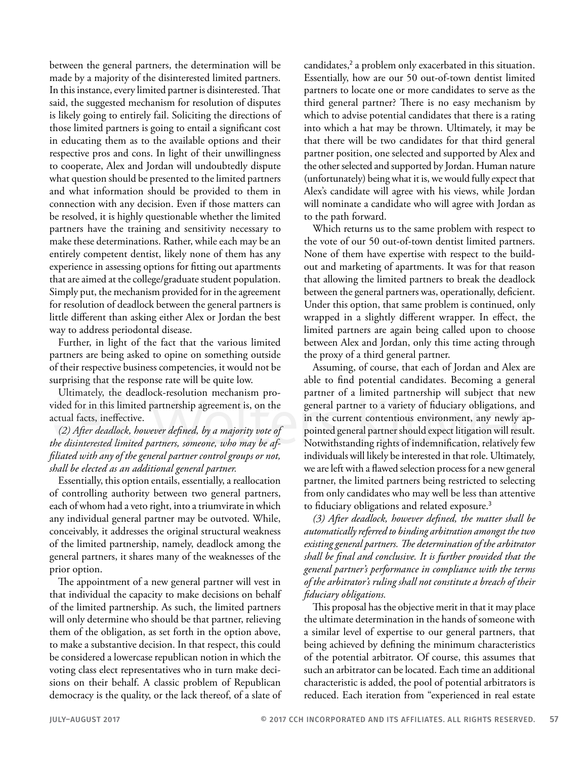between the general partners, the determination will be made by a majority of the disinterested limited partners. In this instance, every limited partner is disinterested. That said, the suggested mechanism for resolution of disputes is likely going to entirely fail. Soliciting the directions of those limited partners is going to entail a significant cost in educating them as to the available options and their respective pros and cons. In light of their unwillingness to cooperate, Alex and Jordan will undoubtedly dispute what question should be presented to the limited partners and what information should be provided to them in connection with any decision. Even if those matters can be resolved, it is highly questionable whether the limited partners have the training and sensitivity necessary to make these determinations. Rather, while each may be an entirely competent dentist, likely none of them has any experience in assessing options for fitting out apartments that are aimed at the college/graduate student population. Simply put, the mechanism provided for in the agreement for resolution of deadlock between the general partners is little different than asking either Alex or Jordan the best way to address periodontal disease.

Further, in light of the fact that the various limited partners are being asked to opine on something outside of their respective business competencies, it would not be surprising that the response rate will be quite low.

Ultimately, the deadlock-resolution mechanism provided for in this limited partnership agreement is, on the actual facts, ineffective.

*(2) After deadlock, however defined, by a majority vote of the disinterested limited partners, someone, who may be affiliated with any of the general partner control groups or not, shall be elected as an additional general partner.*

Essentially, this option entails, essentially, a reallocation of controlling authority between two general partners, each of whom had a veto right, into a triumvirate in which any individual general partner may be outvoted. While, conceivably, it addresses the original structural weakness of the limited partnership, namely, deadlock among the general partners, it shares many of the weaknesses of the prior option.

The appointment of a new general partner will vest in that individual the capacity to make decisions on behalf of the limited partnership. As such, the limited partners will only determine who should be that partner, relieving them of the obligation, as set forth in the option above, to make a substantive decision. In that respect, this could be considered a lowercase republican notion in which the voting class elect representatives who in turn make decisions on their behalf. A classic problem of Republican democracy is the quality, or the lack thereof, of a slate of candidates,[2] a problem only exacerbated in this situation. Essentially, how are our 50 out-of-town dentist limited partners to locate one or more candidates to serve as the third general partner? There is no easy mechanism by which to advise potential candidates that there is a rating into which a hat may be thrown. Ultimately, it may be that there will be two candidates for that third general partner position, one selected and supported by Alex and the other selected and supported by Jordan. Human nature (unfortunately) being what it is, we would fully expect that Alex's candidate will agree with his views, while Jordan will nominate a candidate who will agree with Jordan as to the path forward.

Which returns us to the same problem with respect to the vote of our 50 out-of-town dentist limited partners. None of them have expertise with respect to the build-out and marketing of apartments. It was for that reason that allowing the limited partners to break the deadlock between the general partners was, operationally, deficient. Under this option, that same problem is continued, only wrapped in a slightly different wrapper. In effect, the limited partners are again being called upon to choose between Alex and Jordan, only this time acting through the proxy of a third general partner.

Assuming, of course, that each of Jordan and Alex are able to find potential candidates. Becoming a general partner of a limited partnership will subject that new general partner to a variety of fiduciary obligations, and in the current contentious environment, any newly appointed general partner should expect litigation will result. Notwithstanding rights of indemnification, relatively few individuals will likely be interested in that role. Ultimately, we are left with a flawed selection process for a new general partner, the limited partners being restricted to selecting from only candidates who may well be less than attentive to fiduciary obligations and related exposure.[3]

*(3) After deadlock, however defined, the matter shall be automatically referred to binding arbitration amongst the two existing general partners. The determination of the arbitrator shall be final and conclusive. It is further provided that the general partner's performance in compliance with the terms of the arbitrator's ruling shall not constitute a breach of their fiduciary obligations.*

This proposal has the objective merit in that it may place the ultimate determination in the hands of someone with a similar level of expertise to our general partners, that being achieved by defining the minimum characteristics of the potential arbitrator. Of course, this assumes that such an arbitrator can be located. Each time an additional characteristic is added, the pool of potential arbitrators is reduced. Each iteration from "experienced in real estate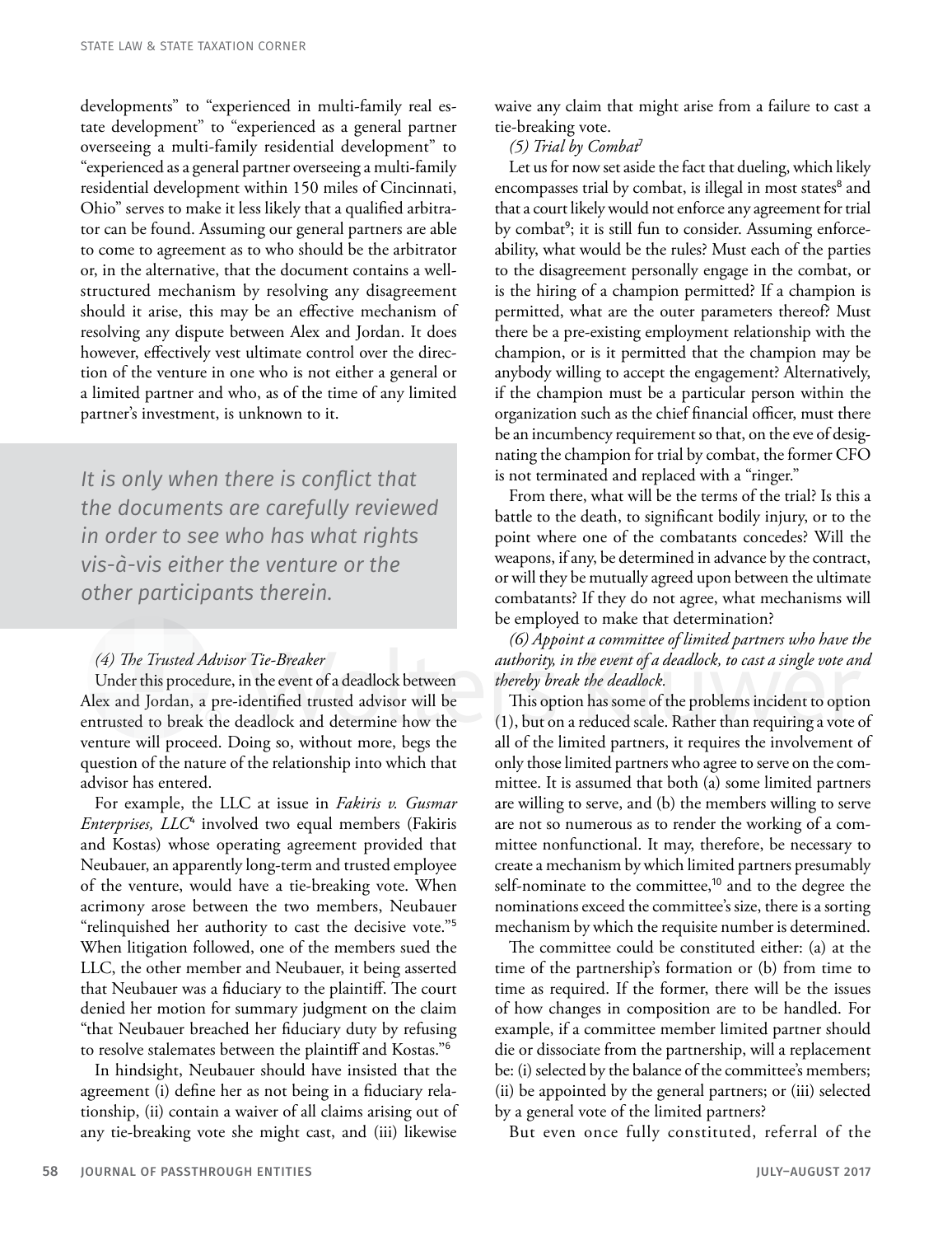developments" to "experienced in multi-family real estate development" to "experienced as a general partner overseeing a multi-family residential development" to "experienced as a general partner overseeing a multi-family residential development within 150 miles of Cincinnati, Ohio" serves to make it less likely that a qualified arbitrator can be found. Assuming our general partners are able to come to agreement as to who should be the arbitrator or, in the alternative, that the document contains a well-structured mechanism by resolving any disagreement should it arise, this may be an effective mechanism of resolving any dispute between Alex and Jordan. It does however, effectively vest ultimate control over the direction of the venture in one who is not either a general or a limited partner and who, as of the time of any limited partner's investment, is unknown to it.

*It is only when there is conflict that the documents are carefully reviewed in order to see who has what rights vis-à-vis either the venture or the other participants therein.*

*(4) The Trusted Advisor Tie-Breaker*

Under this procedure, in the event of a deadlock between Alex and Jordan, a pre-identified trusted advisor will be entrusted to break the deadlock and determine how the venture will proceed. Doing so, without more, begs the question of the nature of the relationship into which that advisor has entered.

For example, the LLC at issue in *Fakiris v. Gusmar Enterprises, LLC*[4] involved two equal members (Fakiris and Kostas) whose operating agreement provided that Neubauer, an apparently long-term and trusted employee of the venture, would have a tie-breaking vote. When acrimony arose between the two members, Neubauer "relinquished her authority to cast the decisive vote."[5] When litigation followed, one of the members sued the LLC, the other member and Neubauer, it being asserted that Neubauer was a fiduciary to the plaintiff. The court denied her motion for summary judgment on the claim "that Neubauer breached her fiduciary duty by refusing to resolve stalemates between the plaintiff and Kostas."[6]

In hindsight, Neubauer should have insisted that the agreement (i) define her as not being in a fiduciary relationship, (ii) contain a waiver of all claims arising out of any tie-breaking vote she might cast, and (iii) likewise waive any claim that might arise from a failure to cast a tie-breaking vote.

*(5) Trial by Combat*[7]

Let us for now set aside the fact that dueling, which likely encompasses trial by combat, is illegal in most states[8] and that a court likely would not enforce any agreement for trial by combat[9]; it is still fun to consider. Assuming enforceability, what would be the rules? Must each of the parties to the disagreement personally engage in the combat, or is the hiring of a champion permitted? If a champion is permitted, what are the outer parameters thereof? Must there be a pre-existing employment relationship with the champion, or is it permitted that the champion may be anybody willing to accept the engagement? Alternatively, if the champion must be a particular person within the organization such as the chief financial officer, must there be an incumbency requirement so that, on the eve of designating the champion for trial by combat, the former CFO is not terminated and replaced with a "ringer."

From there, what will be the terms of the trial? Is this a battle to the death, to significant bodily injury, or to the point where one of the combatants concedes? Will the weapons, if any, be determined in advance by the contract, or will they be mutually agreed upon between the ultimate combatants? If they do not agree, what mechanisms will be employed to make that determination?

*(6) Appoint a committee of limited partners who have the authority, in the event of a deadlock, to cast a single vote and thereby break the deadlock.*

This option has some of the problems incident to option (1), but on a reduced scale. Rather than requiring a vote of all of the limited partners, it requires the involvement of only those limited partners who agree to serve on the committee. It is assumed that both (a) some limited partners are willing to serve, and (b) the members willing to serve are not so numerous as to render the working of a committee nonfunctional. It may, therefore, be necessary to create a mechanism by which limited partners presumably self-nominate to the committee,[10] and to the degree the nominations exceed the committee's size, there is a sorting mechanism by which the requisite number is determined.

The committee could be constituted either: (a) at the time of the partnership's formation or (b) from time to time as required. If the former, there will be the issues of how changes in composition are to be handled. For example, if a committee member limited partner should die or dissociate from the partnership, will a replacement be: (i) selected by the balance of the committee's members; (ii) be appointed by the general partners; or (iii) selected by a general vote of the limited partners?

But even once fully constituted, referral of the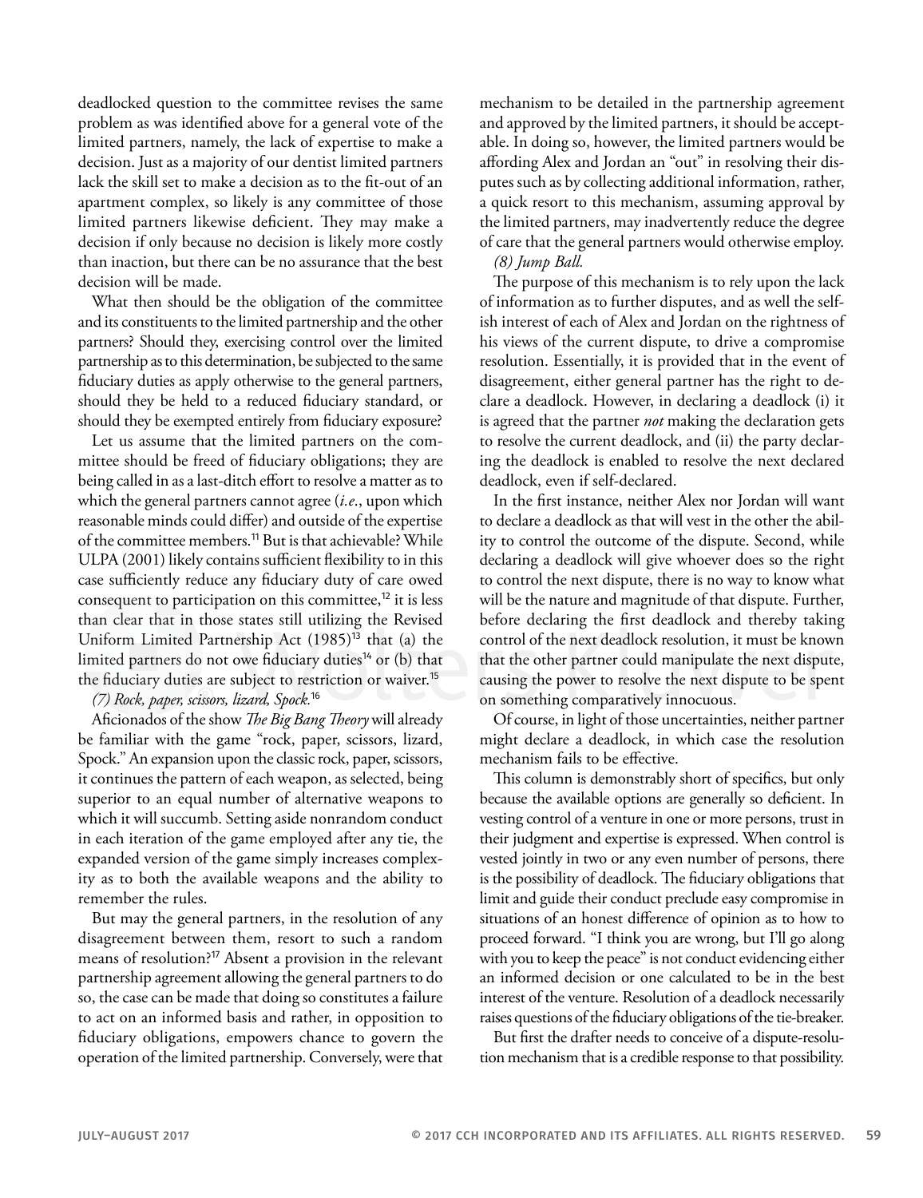deadlocked question to the committee revises the same problem as was identified above for a general vote of the limited partners, namely, the lack of expertise to make a decision. Just as a majority of our dentist limited partners lack the skill set to make a decision as to the fit-out of an apartment complex, so likely is any committee of those limited partners likewise deficient. They may make a decision if only because no decision is likely more costly than inaction, but there can be no assurance that the best decision will be made.

What then should be the obligation of the committee and its constituents to the limited partnership and the other partners? Should they, exercising control over the limited partnership as to this determination, be subjected to the same fiduciary duties as apply otherwise to the general partners, should they be held to a reduced fiduciary standard, or should they be exempted entirely from fiduciary exposure?

Let us assume that the limited partners on the committee should be freed of fiduciary obligations; they are being called in as a last-ditch effort to resolve a matter as to which the general partners cannot agree (*i.e.*, upon which reasonable minds could differ) and outside of the expertise of the committee members.[11] But is that achievable? While ULPA (2001) likely contains sufficient flexibility to in this case sufficiently reduce any fiduciary duty of care owed consequent to participation on this committee,[12] it is less than clear that in those states still utilizing the Revised Uniform Limited Partnership Act (1985)[13] that (a) the limited partners do not owe fiduciary duties[14] or (b) that the fiduciary duties are subject to restriction or waiver.[15]

*(7) Rock, paper, scissors, lizard, Spock.*[16]

Aficionados of the show *The Big Bang Theory* will already be familiar with the game "rock, paper, scissors, lizard, Spock." An expansion upon the classic rock, paper, scissors, it continues the pattern of each weapon, as selected, being superior to an equal number of alternative weapons to which it will succumb. Setting aside nonrandom conduct in each iteration of the game employed after any tie, the expanded version of the game simply increases complexity as to both the available weapons and the ability to remember the rules.

But may the general partners, in the resolution of any disagreement between them, resort to such a random means of resolution?[17] Absent a provision in the relevant partnership agreement allowing the general partners to do so, the case can be made that doing so constitutes a failure to act on an informed basis and rather, in opposition to fiduciary obligations, empowers chance to govern the operation of the limited partnership. Conversely, were that mechanism to be detailed in the partnership agreement and approved by the limited partners, it should be acceptable. In doing so, however, the limited partners would be affording Alex and Jordan an "out" in resolving their disputes such as by collecting additional information, rather, a quick resort to this mechanism, assuming approval by the limited partners, may inadvertently reduce the degree of care that the general partners would otherwise employ.

*(8) Jump Ball.*

The purpose of this mechanism is to rely upon the lack of information as to further disputes, and as well the selfish interest of each of Alex and Jordan on the rightness of his views of the current dispute, to drive a compromise resolution. Essentially, it is provided that in the event of disagreement, either general partner has the right to declare a deadlock. However, in declaring a deadlock (i) it is agreed that the partner *not* making the declaration gets to resolve the current deadlock, and (ii) the party declaring the deadlock is enabled to resolve the next declared deadlock, even if self-declared.

In the first instance, neither Alex nor Jordan will want to declare a deadlock as that will vest in the other the ability to control the outcome of the dispute. Second, while declaring a deadlock will give whoever does so the right to control the next dispute, there is no way to know what will be the nature and magnitude of that dispute. Further, before declaring the first deadlock and thereby taking control of the next deadlock resolution, it must be known that the other partner could manipulate the next dispute, causing the power to resolve the next dispute to be spent on something comparatively innocuous.

Of course, in light of those uncertainties, neither partner might declare a deadlock, in which case the resolution mechanism fails to be effective.

This column is demonstrably short of specifics, but only because the available options are generally so deficient. In vesting control of a venture in one or more persons, trust in their judgment and expertise is expressed. When control is vested jointly in two or any even number of persons, there is the possibility of deadlock. The fiduciary obligations that limit and guide their conduct preclude easy compromise in situations of an honest difference of opinion as to how to proceed forward. "I think you are wrong, but I'll go along with you to keep the peace" is not conduct evidencing either an informed decision or one calculated to be in the best interest of the venture. Resolution of a deadlock necessarily raises questions of the fiduciary obligations of the tie-breaker.

But first the drafter needs to conceive of a dispute-resolution mechanism that is a credible response to that possibility.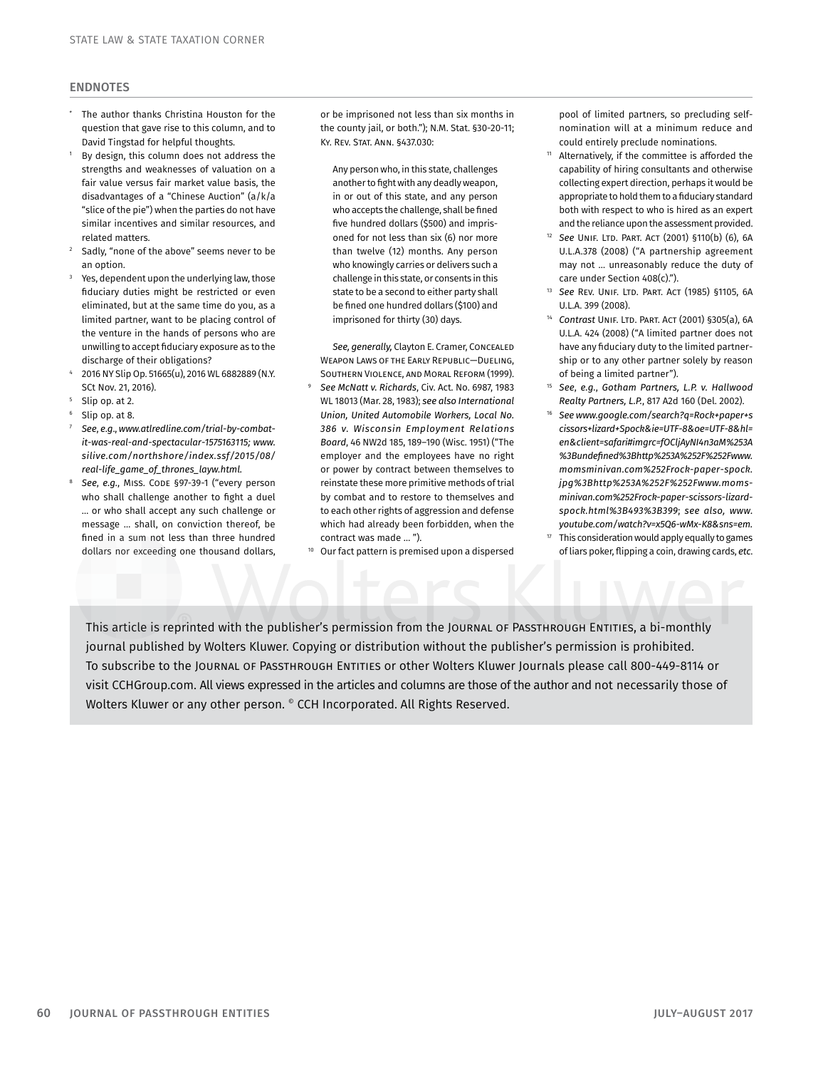## ENDNOTES

- \* The author thanks Christina Houston for the question that gave rise to this column, and to David Tingstad for helpful thoughts.
- [1] By design, this column does not address the strengths and weaknesses of valuation on a fair value versus fair market value basis, the disadvantages of a "Chinese Auction" (a/k/a "slice of the pie") when the parties do not have similar incentives and similar resources, and related matters.
- [2] Sadly, "none of the above" seems never to be an option.
- [3] Yes, dependent upon the underlying law, those fiduciary duties might be restricted or even eliminated, but at the same time do you, as a limited partner, want to be placing control of the venture in the hands of persons who are unwilling to accept fiduciary exposure as to the discharge of their obligations?
- [4] 2016 NY Slip Op. 51665(u), 2016 WL 6882889 (N.Y. SCt Nov. 21, 2016).
- [5] Slip op. at 2.
- [6] Slip op. at 8.
- [7] *See, e.g., www.atlredline.com/trial-by-combat-it-was-real-and-spectacular-1575163115; www.silive.com/northshore/index.ssf/2015/08/real-life_game_of_thrones_layw.html.*
- [8] *See, e.g.,* Miss. Code §97-39-1 ("every person who shall challenge another to fight a duel … or who shall accept any such challenge or message … shall, on conviction thereof, be fined in a sum not less than three hundred dollars nor exceeding one thousand dollars, or be imprisoned not less than six months in the county jail, or both."); N.M. Stat. §30-20-11; Ky. Rev. Stat. Ann. §437.030:

  > Any person who, in this state, challenges another to fight with any deadly weapon, in or out of this state, and any person who accepts the challenge, shall be fined five hundred dollars ($500) and imprisoned for not less than six (6) nor more than twelve (12) months. Any person who knowingly carries or delivers such a challenge in this state, or consents in this state to be a second to either party shall be fined one hundred dollars ($100) and imprisoned for thirty (30) days.

  *See, generally,* Clayton E. Cramer, Concealed Weapon Laws of the Early Republic—Dueling, Southern Violence, and Moral Reform (1999).
- [9] *See McNatt v. Richards*, Civ. Act. No. 6987, 1983 WL 18013 (Mar. 28, 1983); *see also International Union, United Automobile Workers, Local No. 386 v. Wisconsin Employment Relations Board*, 46 NW2d 185, 189–190 (Wisc. 1951) ("The employer and the employees have no right or power by contract between themselves to reinstate these more primitive methods of trial by combat and to restore to themselves and to each other rights of aggression and defense which had already been forbidden, when the contract was made … ").
- [10] Our fact pattern is premised upon a dispersed pool of limited partners, so precluding self-nomination will at a minimum reduce and could entirely preclude nominations.
- [11] Alternatively, if the committee is afforded the capability of hiring consultants and otherwise collecting expert direction, perhaps it would be appropriate to hold them to a fiduciary standard both with respect to who is hired as an expert and the reliance upon the assessment provided.
- [12] *See* Unif. Ltd. Part. Act (2001) §110(b) (6), 6A U.L.A.378 (2008) ("A partnership agreement may not … unreasonably reduce the duty of care under Section 408(c).").
- [13] *See* Rev. Unif. Ltd. Part. Act (1985) §1105, 6A U.L.A. 399 (2008).
- [14] *Contrast* Unif. Ltd. Part. Act (2001) §305(a), 6A U.L.A. 424 (2008) ("A limited partner does not have any fiduciary duty to the limited partnership or to any other partner solely by reason of being a limited partner").
- [15] *See, e.g., Gotham Partners, L.P. v. Hallwood Realty Partners, L.P.*, 817 A2d 160 (Del. 2002).
- [16] *See www.google.com/search?q=Rock+paper+scissors+lizard+Spock&ie=UTF-8&oe=UTF-8&hl=en&client=safari#imgrc=fOCljAyNI4n3aM%253A%3Bundefined%3Bhttp%253A%252F%252Fwww.momsminivan.com%252Frock-paper-spock.jpg%3Bhttp%253A%252F%252Fwww.momsminivan.com%252Frock-paper-scissors-lizard-spock.html%3B493%3B399*; *see also, www.youtube.com/watch?v=x5Q6-wMx-K8&sns=em.*
- [17] This consideration would apply equally to games of liars poker, flipping a coin, drawing cards, *etc.*

This article is reprinted with the publisher's permission from the Journal of Passthrough Entities, a bi-monthly journal published by Wolters Kluwer. Copying or distribution without the publisher's permission is prohibited. To subscribe to the Journal of Passthrough Entities or other Wolters Kluwer Journals please call 800-449-8114 or visit CCHGroup.com. All views expressed in the articles and columns are those of the author and not necessarily those of Wolters Kluwer or any other person. © CCH Incorporated. All Rights Reserved.